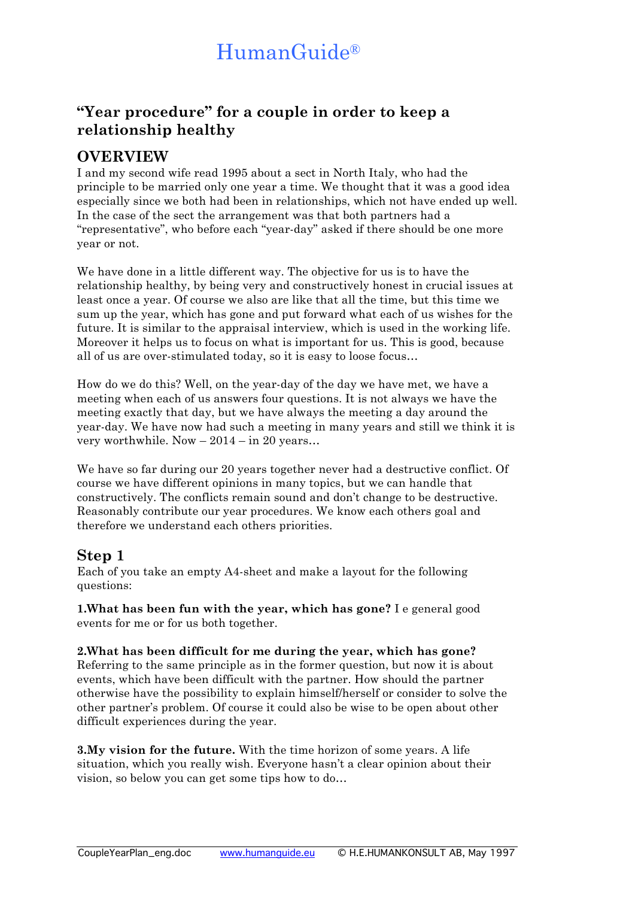# HumanGuide®

## "Year procedure" for a couple in order to keep a relationship healthy

## OVERVIEW

I and my second wife read 1995 about a sect in North Italy, who had the principle to be married only one year a time. We thought that it was a good idea especially since we both had been in relationships, which not have ended up well. In the case of the sect the arrangement was that both partners had a "representative", who before each "year-day" asked if there should be one more year or not.

We have done in a little different way. The objective for us is to have the relationship healthy, by being very and constructively honest in crucial issues at least once a year. Of course we also are like that all the time, but this time we sum up the year, which has gone and put forward what each of us wishes for the future. It is similar to the appraisal interview, which is used in the working life. Moreover it helps us to focus on what is important for us. This is good, because all of us are over-stimulated today, so it is easy to loose focus…

How do we do this? Well, on the year-day of the day we have met, we have a meeting when each of us answers four questions. It is not always we have the meeting exactly that day, but we have always the meeting a day around the year-day. We have now had such a meeting in many years and still we think it is very worthwhile. Now – 2014 – in 20 years…

We have so far during our 20 years together never had a destructive conflict. Of course we have different opinions in many topics, but we can handle that constructively. The conflicts remain sound and don't change to be destructive. Reasonably contribute our year procedures. We know each others goal and therefore we understand each others priorities.

## Step 1

Each of you take an empty A4-sheet and make a layout for the following questions:

**1.What has been fun with the year, which has gone?** I e general good events for me or for us both together.

**2.What has been difficult for me during the year, which has gone?** Referring to the same principle as in the former question, but now it is about events, which have been difficult with the partner. How should the partner otherwise have the possibility to explain himself/herself or consider to solve the other partner's problem. Of course it could also be wise to be open about other difficult experiences during the year.

**3.My vision for the future.** With the time horizon of some years. A life situation, which you really wish. Everyone hasn't a clear opinion about their vision, so below you can get some tips how to do…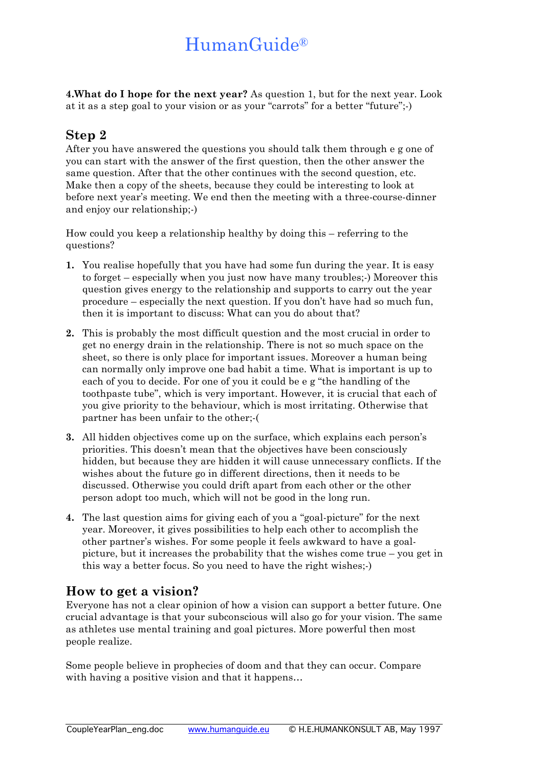**4.What do I hope for the next year?** As question 1, but for the next year. Look at it as a step goal to your vision or as your "carrots" for a better "future";-)

## Step 2

After you have answered the questions you should talk them through e g one of you can start with the answer of the first question, then the other answer the same question. After that the other continues with the second question, etc. Make then a copy of the sheets, because they could be interesting to look at before next year's meeting. We end then the meeting with a three-course-dinner and enjoy our relationship;-)

How could you keep a relationship healthy by doing this – referring to the questions?

1. You realise hopefully that you have had some fun during the year. It is easy to forget – especially when you just now have many troubles;-) Moreover this question gives energy to the relationship and supports to carry out the year procedure – especially the next question. If you don't have had so much fun, then it is important to discuss: What can you do about that?

2. This is probably the most difficult question and the most crucial in order to get no energy drain in the relationship. There is not so much space on the sheet, so there is only place for important issues. Moreover a human being can normally only improve one bad habit a time. What is important is up to each of you to decide. For one of you it could be e g "the handling of the toothpaste tube", which is very important. However, it is crucial that each of you give priority to the behaviour, which is most irritating. Otherwise that partner has been unfair to the other;-(

3. All hidden objectives come up on the surface, which explains each person's priorities. This doesn't mean that the objectives have been consciously hidden, but because they are hidden it will cause unnecessary conflicts. If the wishes about the future go in different directions, then it needs to be discussed. Otherwise you could drift apart from each other or the other person adopt too much, which will not be good in the long run.

4. The last question aims for giving each of you a "goal-picture" for the next year. Moreover, it gives possibilities to help each other to accomplish the other partner's wishes. For some people it feels awkward to have a goal-picture, but it increases the probability that the wishes come true – you get in this way a better focus. So you need to have the right wishes;-)

## How to get a vision?

Everyone has not a clear opinion of how a vision can support a better future. One crucial advantage is that your subconscious will also go for your vision. The same as athletes use mental training and goal pictures. More powerful then most people realize.

Some people believe in prophecies of doom and that they can occur. Compare with having a positive vision and that it happens…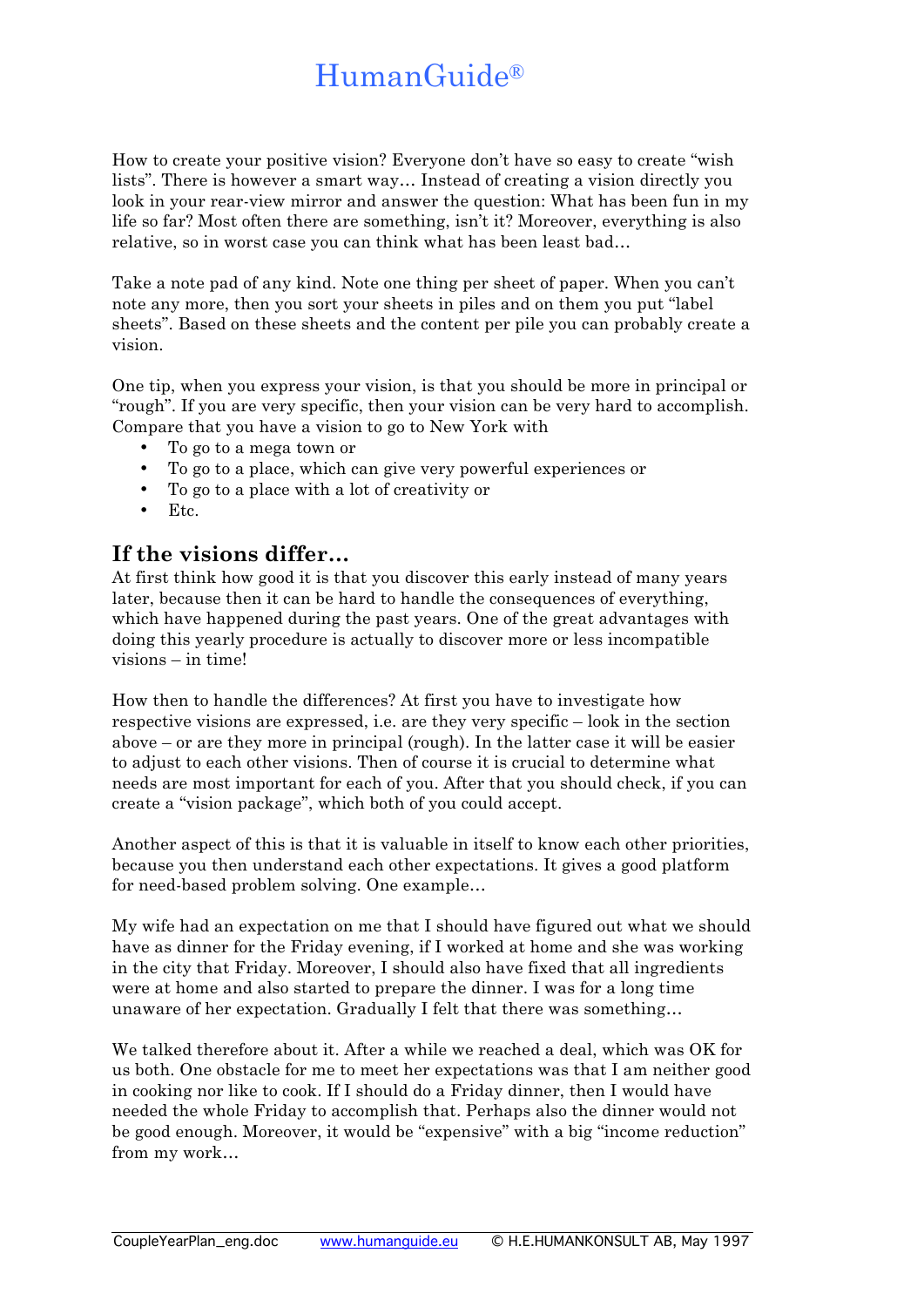How to create your positive vision? Everyone don't have so easy to create "wish lists". There is however a smart way… Instead of creating a vision directly you look in your rear-view mirror and answer the question: What has been fun in my life so far? Most often there are something, isn't it? Moreover, everything is also relative, so in worst case you can think what has been least bad…

Take a note pad of any kind. Note one thing per sheet of paper. When you can't note any more, then you sort your sheets in piles and on them you put "label sheets". Based on these sheets and the content per pile you can probably create a vision.

One tip, when you express your vision, is that you should be more in principal or "rough". If you are very specific, then your vision can be very hard to accomplish. Compare that you have a vision to go to New York with

- To go to a mega town or
- To go to a place, which can give very powerful experiences or
- To go to a place with a lot of creativity or
- Etc.

## If the visions differ…

At first think how good it is that you discover this early instead of many years later, because then it can be hard to handle the consequences of everything, which have happened during the past years. One of the great advantages with doing this yearly procedure is actually to discover more or less incompatible visions – in time!

How then to handle the differences? At first you have to investigate how respective visions are expressed, i.e. are they very specific – look in the section above – or are they more in principal (rough). In the latter case it will be easier to adjust to each other visions. Then of course it is crucial to determine what needs are most important for each of you. After that you should check, if you can create a "vision package", which both of you could accept.

Another aspect of this is that it is valuable in itself to know each other priorities, because you then understand each other expectations. It gives a good platform for need-based problem solving. One example…

My wife had an expectation on me that I should have figured out what we should have as dinner for the Friday evening, if I worked at home and she was working in the city that Friday. Moreover, I should also have fixed that all ingredients were at home and also started to prepare the dinner. I was for a long time unaware of her expectation. Gradually I felt that there was something…

We talked therefore about it. After a while we reached a deal, which was OK for us both. One obstacle for me to meet her expectations was that I am neither good in cooking nor like to cook. If I should do a Friday dinner, then I would have needed the whole Friday to accomplish that. Perhaps also the dinner would not be good enough. Moreover, it would be "expensive" with a big "income reduction" from my work…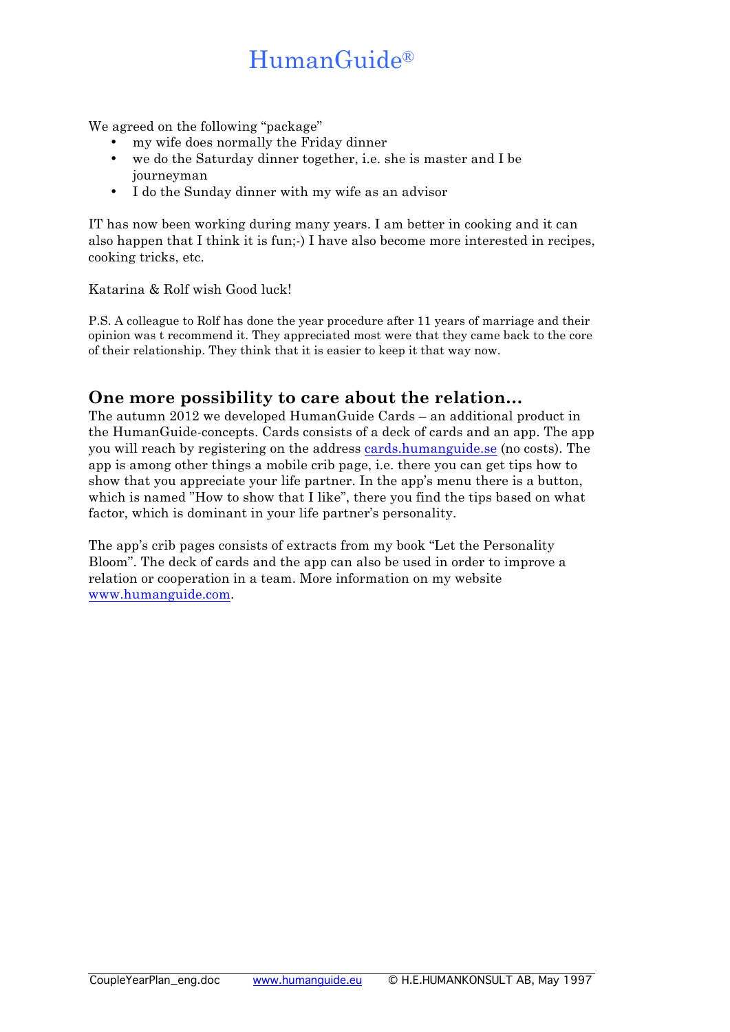We agreed on the following "package"

- my wife does normally the Friday dinner
- we do the Saturday dinner together, i.e. she is master and I be journeyman
- I do the Sunday dinner with my wife as an advisor

IT has now been working during many years. I am better in cooking and it can also happen that I think it is fun;-) I have also become more interested in recipes, cooking tricks, etc.

Katarina & Rolf wish Good luck!

P.S. A colleague to Rolf has done the year procedure after 11 years of marriage and their opinion was t recommend it. They appreciated most were that they came back to the core of their relationship. They think that it is easier to keep it that way now.

## One more possibility to care about the relation…

The autumn 2012 we developed HumanGuide Cards – an additional product in the HumanGuide-concepts. Cards consists of a deck of cards and an app. The app you will reach by registering on the address cards.humanguide.se (no costs). The app is among other things a mobile crib page, i.e. there you can get tips how to show that you appreciate your life partner. In the app's menu there is a button, which is named "How to show that I like", there you find the tips based on what factor, which is dominant in your life partner's personality.

The app's crib pages consists of extracts from my book "Let the Personality Bloom". The deck of cards and the app can also be used in order to improve a relation or cooperation in a team. More information on my website www.humanguide.com.